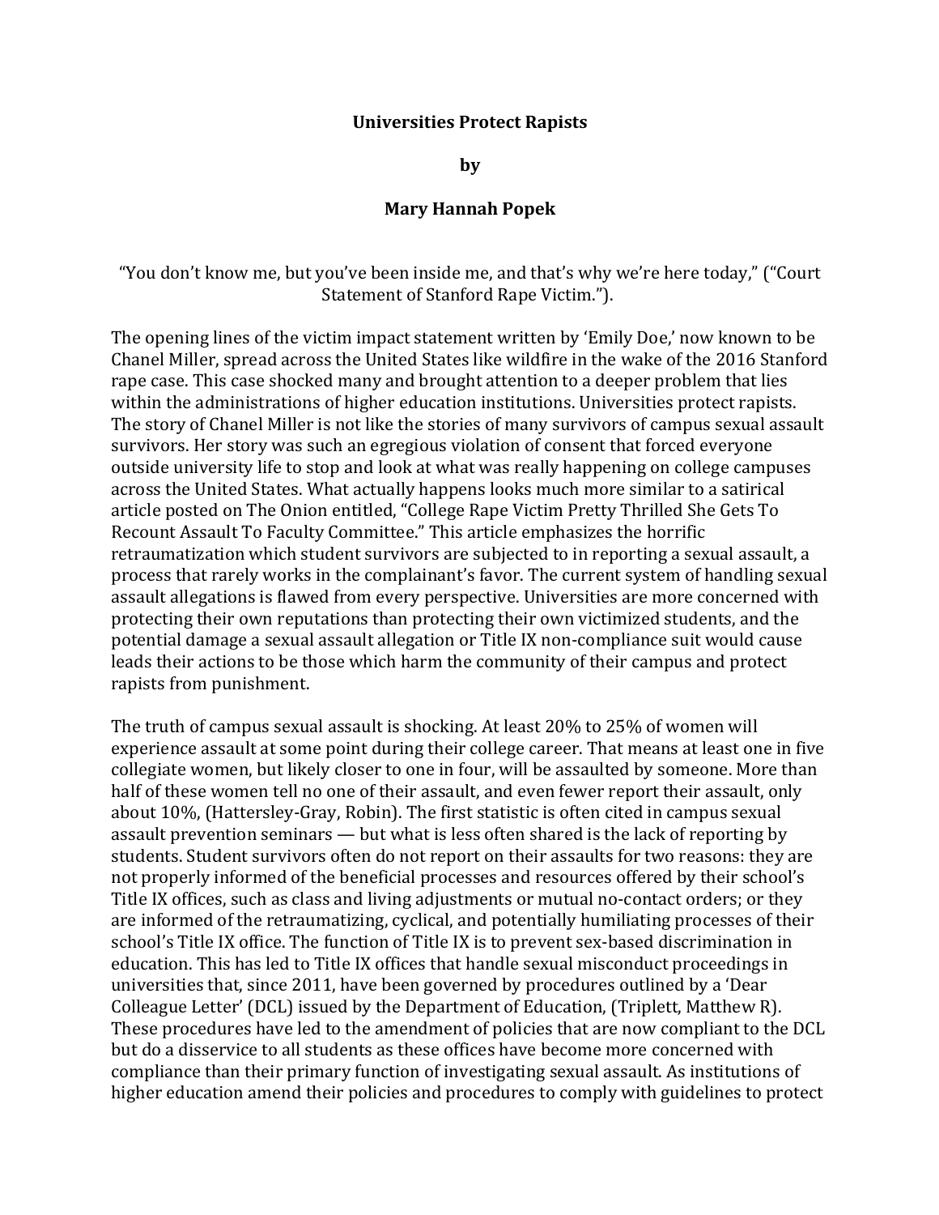**Universities Protect Rapists**

**by**

**Mary Hannah Popek**

"You don't know me, but you've been inside me, and that's why we're here today," ("Court Statement of Stanford Rape Victim.").

The opening lines of the victim impact statement written by 'Emily Doe,' now known to be Chanel Miller, spread across the United States like wildfire in the wake of the 2016 Stanford rape case. This case shocked many and brought attention to a deeper problem that lies within the administrations of higher education institutions. Universities protect rapists. The story of Chanel Miller is not like the stories of many survivors of campus sexual assault survivors. Her story was such an egregious violation of consent that forced everyone outside university life to stop and look at what was really happening on college campuses across the United States. What actually happens looks much more similar to a satirical article posted on The Onion entitled, "College Rape Victim Pretty Thrilled She Gets To Recount Assault To Faculty Committee." This article emphasizes the horrific retraumatization which student survivors are subjected to in reporting a sexual assault, a process that rarely works in the complainant's favor. The current system of handling sexual assault allegations is flawed from every perspective. Universities are more concerned with protecting their own reputations than protecting their own victimized students, and the potential damage a sexual assault allegation or Title IX non-compliance suit would cause leads their actions to be those which harm the community of their campus and protect rapists from punishment.

The truth of campus sexual assault is shocking. At least 20% to 25% of women will experience assault at some point during their college career. That means at least one in five collegiate women, but likely closer to one in four, will be assaulted by someone. More than half of these women tell no one of their assault, and even fewer report their assault, only about 10%, (Hattersley-Gray, Robin). The first statistic is often cited in campus sexual assault prevention seminars — but what is less often shared is the lack of reporting by students. Student survivors often do not report on their assaults for two reasons: they are not properly informed of the beneficial processes and resources offered by their school's Title IX offices, such as class and living adjustments or mutual no-contact orders; or they are informed of the retraumatizing, cyclical, and potentially humiliating processes of their school's Title IX office. The function of Title IX is to prevent sex-based discrimination in education. This has led to Title IX offices that handle sexual misconduct proceedings in universities that, since 2011, have been governed by procedures outlined by a 'Dear Colleague Letter' (DCL) issued by the Department of Education, (Triplett, Matthew R). These procedures have led to the amendment of policies that are now compliant to the DCL but do a disservice to all students as these offices have become more concerned with compliance than their primary function of investigating sexual assault. As institutions of higher education amend their policies and procedures to comply with guidelines to protect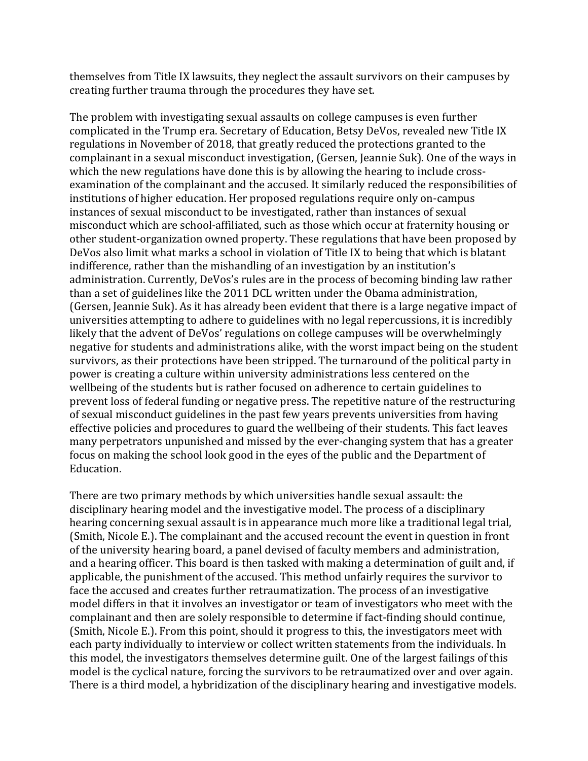themselves from Title IX lawsuits, they neglect the assault survivors on their campuses by creating further trauma through the procedures they have set.

The problem with investigating sexual assaults on college campuses is even further complicated in the Trump era. Secretary of Education, Betsy DeVos, revealed new Title IX regulations in November of 2018, that greatly reduced the protections granted to the complainant in a sexual misconduct investigation, (Gersen, Jeannie Suk). One of the ways in which the new regulations have done this is by allowing the hearing to include cross-examination of the complainant and the accused. It similarly reduced the responsibilities of institutions of higher education. Her proposed regulations require only on-campus instances of sexual misconduct to be investigated, rather than instances of sexual misconduct which are school-affiliated, such as those which occur at fraternity housing or other student-organization owned property. These regulations that have been proposed by DeVos also limit what marks a school in violation of Title IX to being that which is blatant indifference, rather than the mishandling of an investigation by an institution's administration. Currently, DeVos's rules are in the process of becoming binding law rather than a set of guidelines like the 2011 DCL written under the Obama administration, (Gersen, Jeannie Suk). As it has already been evident that there is a large negative impact of universities attempting to adhere to guidelines with no legal repercussions, it is incredibly likely that the advent of DeVos' regulations on college campuses will be overwhelmingly negative for students and administrations alike, with the worst impact being on the student survivors, as their protections have been stripped. The turnaround of the political party in power is creating a culture within university administrations less centered on the wellbeing of the students but is rather focused on adherence to certain guidelines to prevent loss of federal funding or negative press. The repetitive nature of the restructuring of sexual misconduct guidelines in the past few years prevents universities from having effective policies and procedures to guard the wellbeing of their students. This fact leaves many perpetrators unpunished and missed by the ever-changing system that has a greater focus on making the school look good in the eyes of the public and the Department of Education.

There are two primary methods by which universities handle sexual assault: the disciplinary hearing model and the investigative model. The process of a disciplinary hearing concerning sexual assault is in appearance much more like a traditional legal trial, (Smith, Nicole E.). The complainant and the accused recount the event in question in front of the university hearing board, a panel devised of faculty members and administration, and a hearing officer. This board is then tasked with making a determination of guilt and, if applicable, the punishment of the accused. This method unfairly requires the survivor to face the accused and creates further retraumatization. The process of an investigative model differs in that it involves an investigator or team of investigators who meet with the complainant and then are solely responsible to determine if fact-finding should continue, (Smith, Nicole E.). From this point, should it progress to this, the investigators meet with each party individually to interview or collect written statements from the individuals. In this model, the investigators themselves determine guilt. One of the largest failings of this model is the cyclical nature, forcing the survivors to be retraumatized over and over again. There is a third model, a hybridization of the disciplinary hearing and investigative models.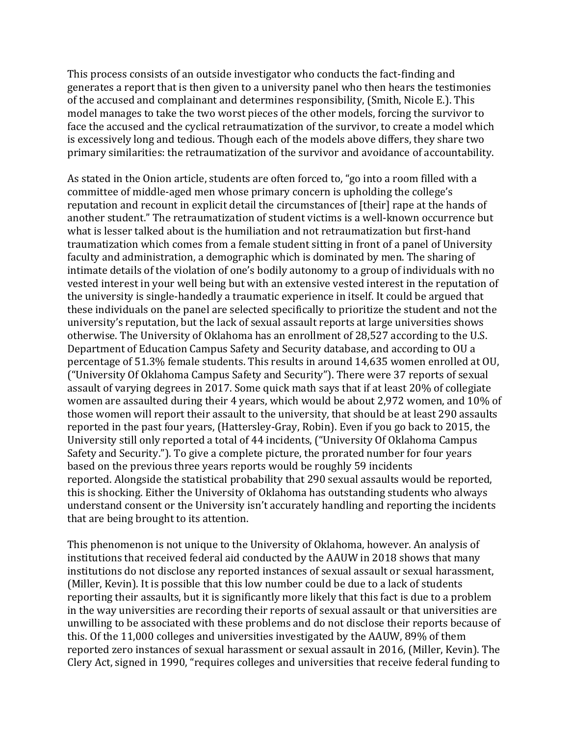This process consists of an outside investigator who conducts the fact-finding and generates a report that is then given to a university panel who then hears the testimonies of the accused and complainant and determines responsibility, (Smith, Nicole E.). This model manages to take the two worst pieces of the other models, forcing the survivor to face the accused and the cyclical retraumatization of the survivor, to create a model which is excessively long and tedious. Though each of the models above differs, they share two primary similarities: the retraumatization of the survivor and avoidance of accountability.

As stated in the Onion article, students are often forced to, "go into a room filled with a committee of middle-aged men whose primary concern is upholding the college's reputation and recount in explicit detail the circumstances of [their] rape at the hands of another student." The retraumatization of student victims is a well-known occurrence but what is lesser talked about is the humiliation and not retraumatization but first-hand traumatization which comes from a female student sitting in front of a panel of University faculty and administration, a demographic which is dominated by men. The sharing of intimate details of the violation of one's bodily autonomy to a group of individuals with no vested interest in your well being but with an extensive vested interest in the reputation of the university is single-handedly a traumatic experience in itself. It could be argued that these individuals on the panel are selected specifically to prioritize the student and not the university's reputation, but the lack of sexual assault reports at large universities shows otherwise. The University of Oklahoma has an enrollment of 28,527 according to the U.S. Department of Education Campus Safety and Security database, and according to OU a percentage of 51.3% female students. This results in around 14,635 women enrolled at OU, ("University Of Oklahoma Campus Safety and Security"). There were 37 reports of sexual assault of varying degrees in 2017. Some quick math says that if at least 20% of collegiate women are assaulted during their 4 years, which would be about 2,972 women, and 10% of those women will report their assault to the university, that should be at least 290 assaults reported in the past four years, (Hattersley-Gray, Robin). Even if you go back to 2015, the University still only reported a total of 44 incidents, ("University Of Oklahoma Campus Safety and Security."). To give a complete picture, the prorated number for four years based on the previous three years reports would be roughly 59 incidents reported. Alongside the statistical probability that 290 sexual assaults would be reported, this is shocking. Either the University of Oklahoma has outstanding students who always understand consent or the University isn't accurately handling and reporting the incidents that are being brought to its attention.

This phenomenon is not unique to the University of Oklahoma, however. An analysis of institutions that received federal aid conducted by the AAUW in 2018 shows that many institutions do not disclose any reported instances of sexual assault or sexual harassment, (Miller, Kevin). It is possible that this low number could be due to a lack of students reporting their assaults, but it is significantly more likely that this fact is due to a problem in the way universities are recording their reports of sexual assault or that universities are unwilling to be associated with these problems and do not disclose their reports because of this. Of the 11,000 colleges and universities investigated by the AAUW, 89% of them reported zero instances of sexual harassment or sexual assault in 2016, (Miller, Kevin). The Clery Act, signed in 1990, "requires colleges and universities that receive federal funding to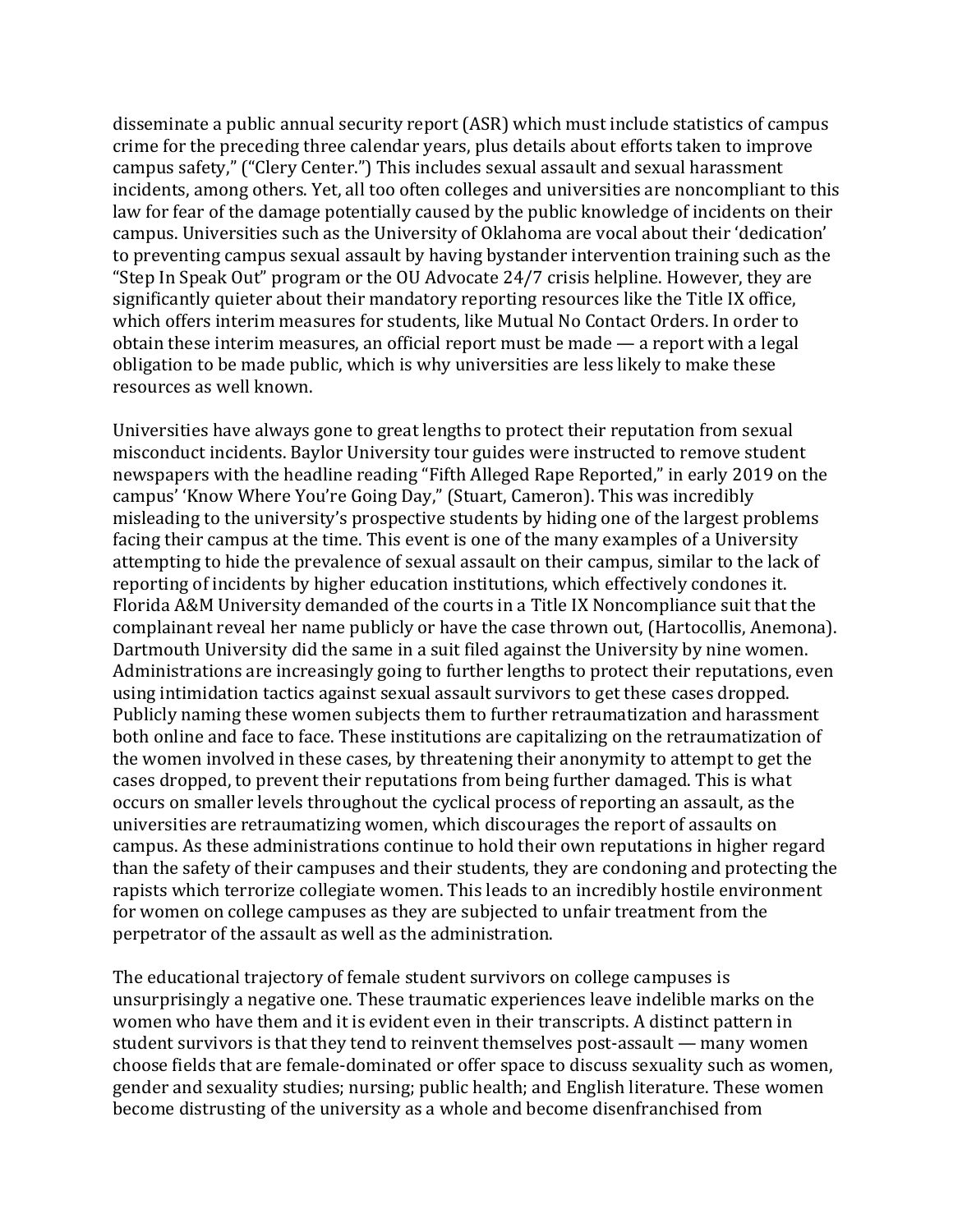disseminate a public annual security report (ASR) which must include statistics of campus crime for the preceding three calendar years, plus details about efforts taken to improve campus safety," ("Clery Center.") This includes sexual assault and sexual harassment incidents, among others. Yet, all too often colleges and universities are noncompliant to this law for fear of the damage potentially caused by the public knowledge of incidents on their campus. Universities such as the University of Oklahoma are vocal about their 'dedication' to preventing campus sexual assault by having bystander intervention training such as the "Step In Speak Out" program or the OU Advocate 24/7 crisis helpline. However, they are significantly quieter about their mandatory reporting resources like the Title IX office, which offers interim measures for students, like Mutual No Contact Orders. In order to obtain these interim measures, an official report must be made — a report with a legal obligation to be made public, which is why universities are less likely to make these resources as well known.

Universities have always gone to great lengths to protect their reputation from sexual misconduct incidents. Baylor University tour guides were instructed to remove student newspapers with the headline reading "Fifth Alleged Rape Reported," in early 2019 on the campus' 'Know Where You're Going Day," (Stuart, Cameron). This was incredibly misleading to the university's prospective students by hiding one of the largest problems facing their campus at the time. This event is one of the many examples of a University attempting to hide the prevalence of sexual assault on their campus, similar to the lack of reporting of incidents by higher education institutions, which effectively condones it. Florida A&M University demanded of the courts in a Title IX Noncompliance suit that the complainant reveal her name publicly or have the case thrown out, (Hartocollis, Anemona). Dartmouth University did the same in a suit filed against the University by nine women. Administrations are increasingly going to further lengths to protect their reputations, even using intimidation tactics against sexual assault survivors to get these cases dropped. Publicly naming these women subjects them to further retraumatization and harassment both online and face to face. These institutions are capitalizing on the retraumatization of the women involved in these cases, by threatening their anonymity to attempt to get the cases dropped, to prevent their reputations from being further damaged. This is what occurs on smaller levels throughout the cyclical process of reporting an assault, as the universities are retraumatizing women, which discourages the report of assaults on campus. As these administrations continue to hold their own reputations in higher regard than the safety of their campuses and their students, they are condoning and protecting the rapists which terrorize collegiate women. This leads to an incredibly hostile environment for women on college campuses as they are subjected to unfair treatment from the perpetrator of the assault as well as the administration.

The educational trajectory of female student survivors on college campuses is unsurprisingly a negative one. These traumatic experiences leave indelible marks on the women who have them and it is evident even in their transcripts. A distinct pattern in student survivors is that they tend to reinvent themselves post-assault — many women choose fields that are female-dominated or offer space to discuss sexuality such as women, gender and sexuality studies; nursing; public health; and English literature. These women become distrusting of the university as a whole and become disenfranchised from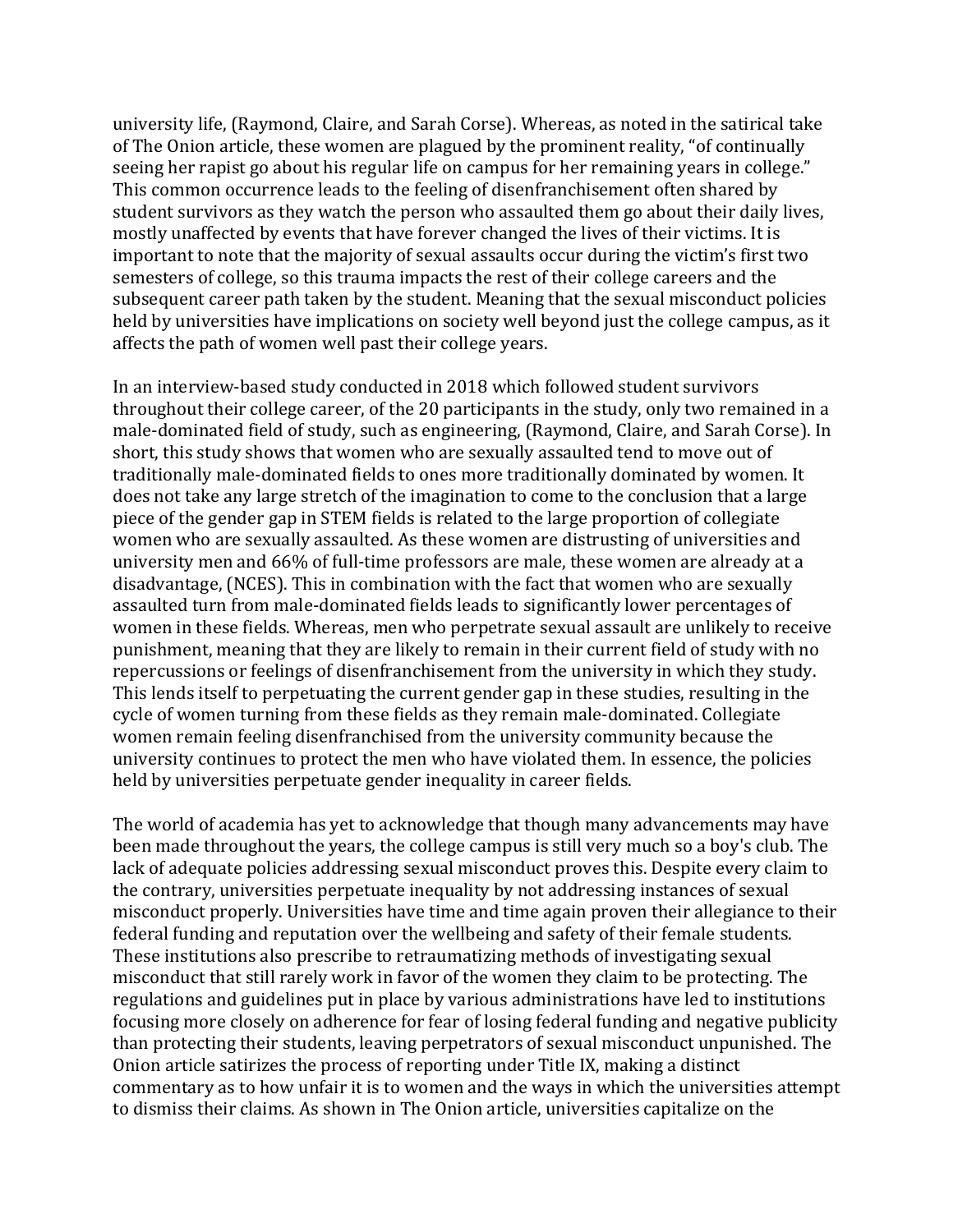university life, (Raymond, Claire, and Sarah Corse). Whereas, as noted in the satirical take of The Onion article, these women are plagued by the prominent reality, "of continually seeing her rapist go about his regular life on campus for her remaining years in college." This common occurrence leads to the feeling of disenfranchisement often shared by student survivors as they watch the person who assaulted them go about their daily lives, mostly unaffected by events that have forever changed the lives of their victims. It is important to note that the majority of sexual assaults occur during the victim's first two semesters of college, so this trauma impacts the rest of their college careers and the subsequent career path taken by the student. Meaning that the sexual misconduct policies held by universities have implications on society well beyond just the college campus, as it affects the path of women well past their college years.

In an interview-based study conducted in 2018 which followed student survivors throughout their college career, of the 20 participants in the study, only two remained in a male-dominated field of study, such as engineering, (Raymond, Claire, and Sarah Corse). In short, this study shows that women who are sexually assaulted tend to move out of traditionally male-dominated fields to ones more traditionally dominated by women. It does not take any large stretch of the imagination to come to the conclusion that a large piece of the gender gap in STEM fields is related to the large proportion of collegiate women who are sexually assaulted. As these women are distrusting of universities and university men and 66% of full-time professors are male, these women are already at a disadvantage, (NCES). This in combination with the fact that women who are sexually assaulted turn from male-dominated fields leads to significantly lower percentages of women in these fields. Whereas, men who perpetrate sexual assault are unlikely to receive punishment, meaning that they are likely to remain in their current field of study with no repercussions or feelings of disenfranchisement from the university in which they study. This lends itself to perpetuating the current gender gap in these studies, resulting in the cycle of women turning from these fields as they remain male-dominated. Collegiate women remain feeling disenfranchised from the university community because the university continues to protect the men who have violated them. In essence, the policies held by universities perpetuate gender inequality in career fields.

The world of academia has yet to acknowledge that though many advancements may have been made throughout the years, the college campus is still very much so a boy's club. The lack of adequate policies addressing sexual misconduct proves this. Despite every claim to the contrary, universities perpetuate inequality by not addressing instances of sexual misconduct properly. Universities have time and time again proven their allegiance to their federal funding and reputation over the wellbeing and safety of their female students. These institutions also prescribe to retraumatizing methods of investigating sexual misconduct that still rarely work in favor of the women they claim to be protecting. The regulations and guidelines put in place by various administrations have led to institutions focusing more closely on adherence for fear of losing federal funding and negative publicity than protecting their students, leaving perpetrators of sexual misconduct unpunished. The Onion article satirizes the process of reporting under Title IX, making a distinct commentary as to how unfair it is to women and the ways in which the universities attempt to dismiss their claims. As shown in The Onion article, universities capitalize on the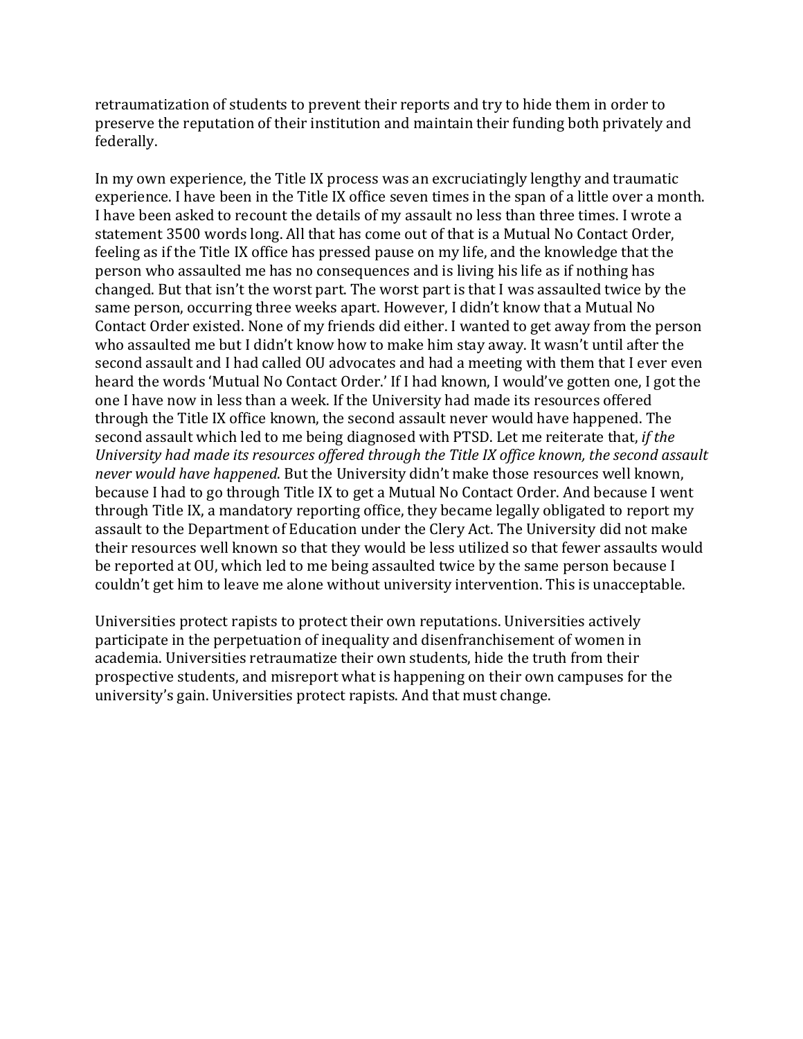retraumatization of students to prevent their reports and try to hide them in order to preserve the reputation of their institution and maintain their funding both privately and federally.

In my own experience, the Title IX process was an excruciatingly lengthy and traumatic experience. I have been in the Title IX office seven times in the span of a little over a month. I have been asked to recount the details of my assault no less than three times. I wrote a statement 3500 words long. All that has come out of that is a Mutual No Contact Order, feeling as if the Title IX office has pressed pause on my life, and the knowledge that the person who assaulted me has no consequences and is living his life as if nothing has changed. But that isn't the worst part. The worst part is that I was assaulted twice by the same person, occurring three weeks apart. However, I didn't know that a Mutual No Contact Order existed. None of my friends did either. I wanted to get away from the person who assaulted me but I didn't know how to make him stay away. It wasn't until after the second assault and I had called OU advocates and had a meeting with them that I ever even heard the words 'Mutual No Contact Order.' If I had known, I would've gotten one, I got the one I have now in less than a week. If the University had made its resources offered through the Title IX office known, the second assault never would have happened. The second assault which led to me being diagnosed with PTSD. Let me reiterate that, *if the University had made its resources offered through the Title IX office known, the second assault never would have happened*. But the University didn't make those resources well known, because I had to go through Title IX to get a Mutual No Contact Order. And because I went through Title IX, a mandatory reporting office, they became legally obligated to report my assault to the Department of Education under the Clery Act. The University did not make their resources well known so that they would be less utilized so that fewer assaults would be reported at OU, which led to me being assaulted twice by the same person because I couldn't get him to leave me alone without university intervention. This is unacceptable.

Universities protect rapists to protect their own reputations. Universities actively participate in the perpetuation of inequality and disenfranchisement of women in academia. Universities retraumatize their own students, hide the truth from their prospective students, and misreport what is happening on their own campuses for the university's gain. Universities protect rapists. And that must change.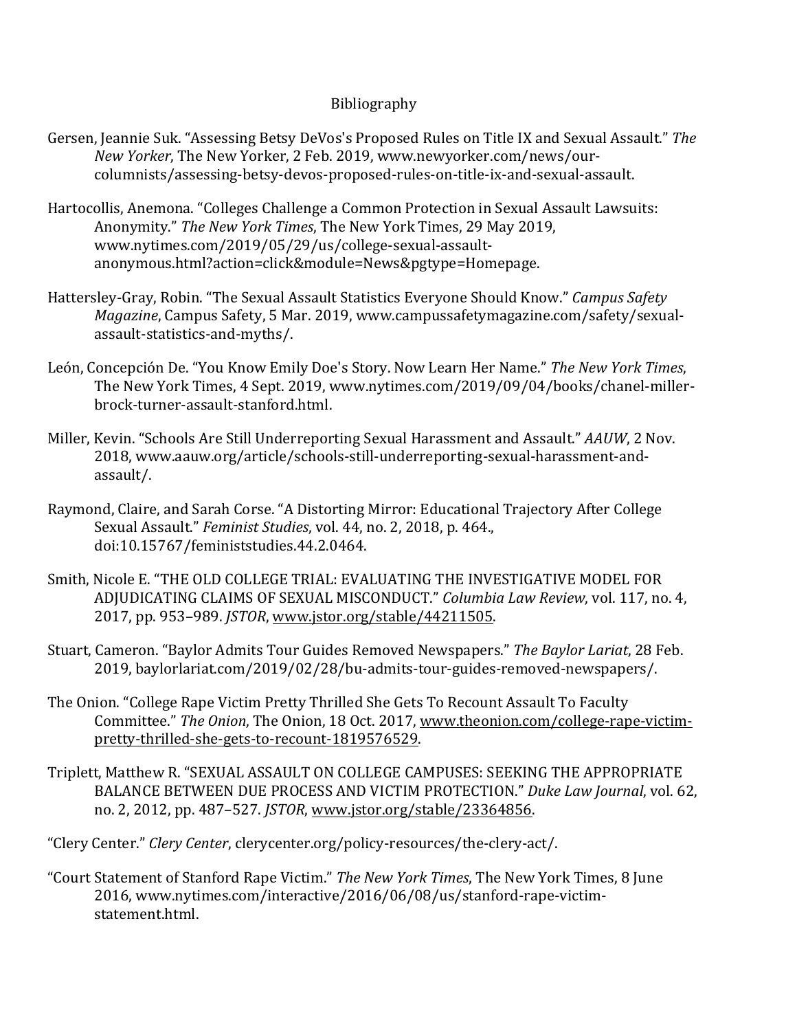# Bibliography

Gersen, Jeannie Suk. "Assessing Betsy DeVos's Proposed Rules on Title IX and Sexual Assault." *The New Yorker*, The New Yorker, 2 Feb. 2019, www.newyorker.com/news/our-columnists/assessing-betsy-devos-proposed-rules-on-title-ix-and-sexual-assault.

Hartocollis, Anemona. "Colleges Challenge a Common Protection in Sexual Assault Lawsuits: Anonymity." *The New York Times*, The New York Times, 29 May 2019, www.nytimes.com/2019/05/29/us/college-sexual-assault-anonymous.html?action=click&module=News&pgtype=Homepage.

Hattersley-Gray, Robin. "The Sexual Assault Statistics Everyone Should Know." *Campus Safety Magazine*, Campus Safety, 5 Mar. 2019, www.campussafetymagazine.com/safety/sexual-assault-statistics-and-myths/.

León, Concepción De. "You Know Emily Doe's Story. Now Learn Her Name." *The New York Times*, The New York Times, 4 Sept. 2019, www.nytimes.com/2019/09/04/books/chanel-miller-brock-turner-assault-stanford.html.

Miller, Kevin. "Schools Are Still Underreporting Sexual Harassment and Assault." *AAUW*, 2 Nov. 2018, www.aauw.org/article/schools-still-underreporting-sexual-harassment-and-assault/.

Raymond, Claire, and Sarah Corse. "A Distorting Mirror: Educational Trajectory After College Sexual Assault." *Feminist Studies*, vol. 44, no. 2, 2018, p. 464., doi:10.15767/feministstudies.44.2.0464.

Smith, Nicole E. "THE OLD COLLEGE TRIAL: EVALUATING THE INVESTIGATIVE MODEL FOR ADJUDICATING CLAIMS OF SEXUAL MISCONDUCT." *Columbia Law Review*, vol. 117, no. 4, 2017, pp. 953–989. *JSTOR*, www.jstor.org/stable/44211505.

Stuart, Cameron. "Baylor Admits Tour Guides Removed Newspapers." *The Baylor Lariat*, 28 Feb. 2019, baylorlariat.com/2019/02/28/bu-admits-tour-guides-removed-newspapers/.

The Onion. "College Rape Victim Pretty Thrilled She Gets To Recount Assault To Faculty Committee." *The Onion*, The Onion, 18 Oct. 2017, www.theonion.com/college-rape-victim-pretty-thrilled-she-gets-to-recount-1819576529.

Triplett, Matthew R. "SEXUAL ASSAULT ON COLLEGE CAMPUSES: SEEKING THE APPROPRIATE BALANCE BETWEEN DUE PROCESS AND VICTIM PROTECTION." *Duke Law Journal*, vol. 62, no. 2, 2012, pp. 487–527. *JSTOR*, www.jstor.org/stable/23364856.

"Clery Center." *Clery Center*, clerycenter.org/policy-resources/the-clery-act/.

"Court Statement of Stanford Rape Victim." *The New York Times*, The New York Times, 8 June 2016, www.nytimes.com/interactive/2016/06/08/us/stanford-rape-victim-statement.html.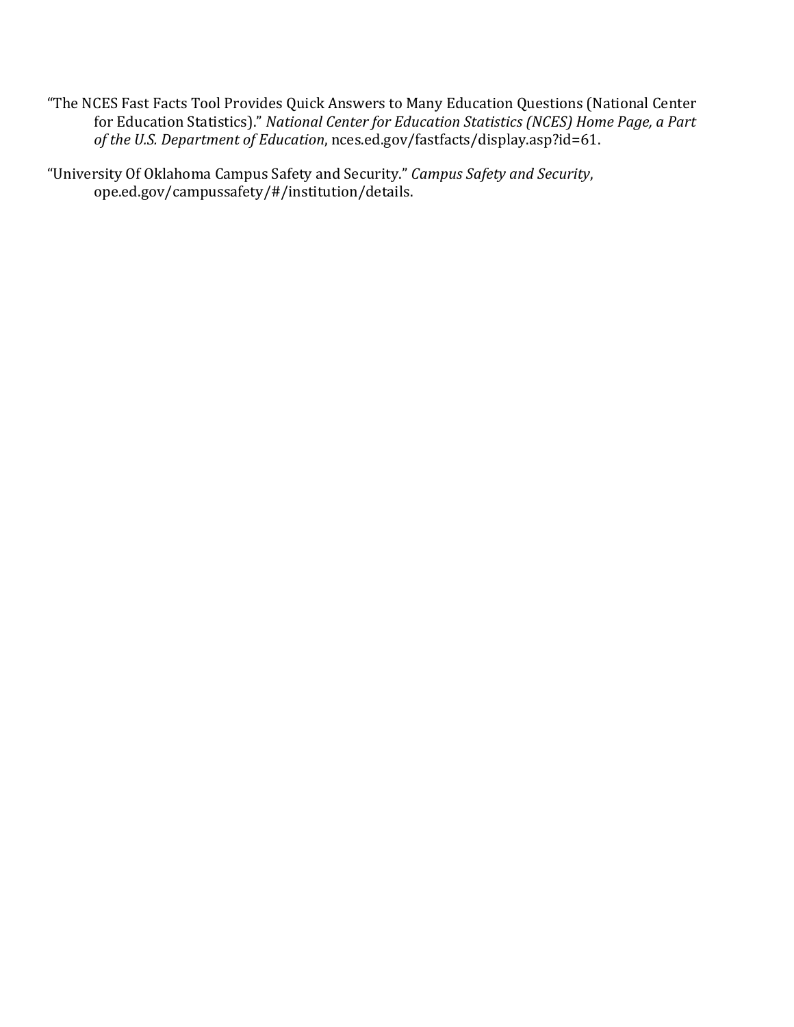"The NCES Fast Facts Tool Provides Quick Answers to Many Education Questions (National Center for Education Statistics)." *National Center for Education Statistics (NCES) Home Page, a Part of the U.S. Department of Education*, nces.ed.gov/fastfacts/display.asp?id=61.

"University Of Oklahoma Campus Safety and Security." *Campus Safety and Security*, ope.ed.gov/campussafety/#/institution/details.